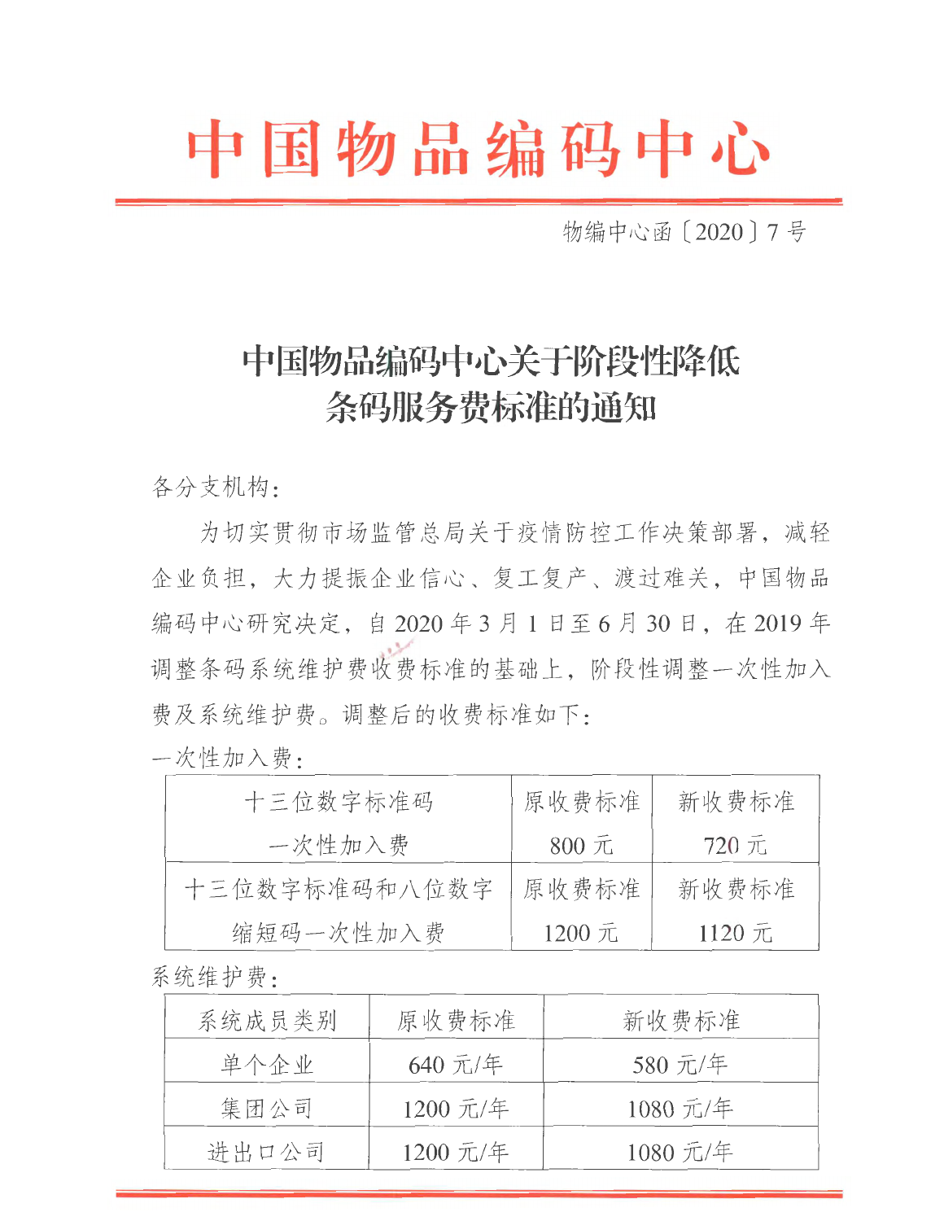# 中国物品编码中心

物编中心函〔2020〕7 号

## 中国物品编码中心关于阶段性降低条码服务费标准的通知

各分支机构：

为切实贯彻市场监管总局关于疫情防控工作决策部署，减轻企业负担，大力提振企业信心、复工复产、渡过难关，中国物品编码中心研究决定，自 2020 年 3 月 1 日至 6 月 30 日，在 2019 年调整条码系统维护费收费标准的基础上，阶段性调整一次性加入费及系统维护费。调整后的收费标准如下：

一次性加入费：

| 十三位数字标准码一次性加入费 | 原收费标准 800 元 | 新收费标准 720 元 |
|---|---|---|
| 十三位数字标准码和八位数字缩短码一次性加入费 | 原收费标准 1200 元 | 新收费标准 1120 元 |

系统维护费：

| 系统成员类别 | 原收费标准 | 新收费标准 |
|---|---|---|
| 单个企业 | 640 元/年 | 580 元/年 |
| 集团公司 | 1200 元/年 | 1080 元/年 |
| 进出口公司 | 1200 元/年 | 1080 元/年 |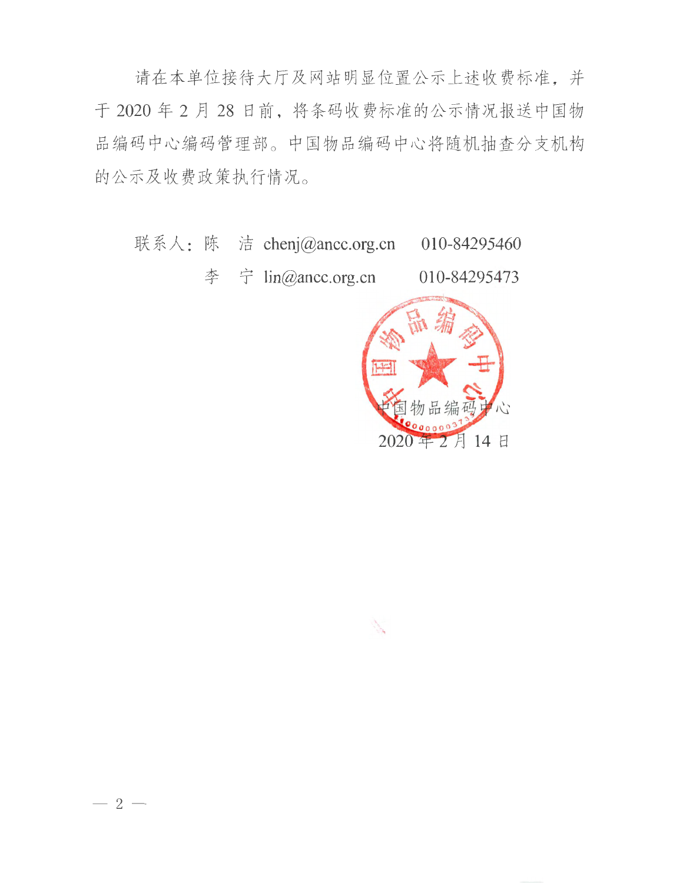请在本单位接待大厅及网站明显位置公示上述收费标准，并于 2020 年 2 月 28 日前，将条码收费标准的公示情况报送中国物品编码中心编码管理部。中国物品编码中心将随机抽查分支机构的公示及收费政策执行情况。

联系人：陈　洁 chenj@ancc.org.cn　010-84295460

　　　　李　宁 lin@ancc.org.cn　010-84295473

中国物品编码中心

2020 年 2 月 14 日